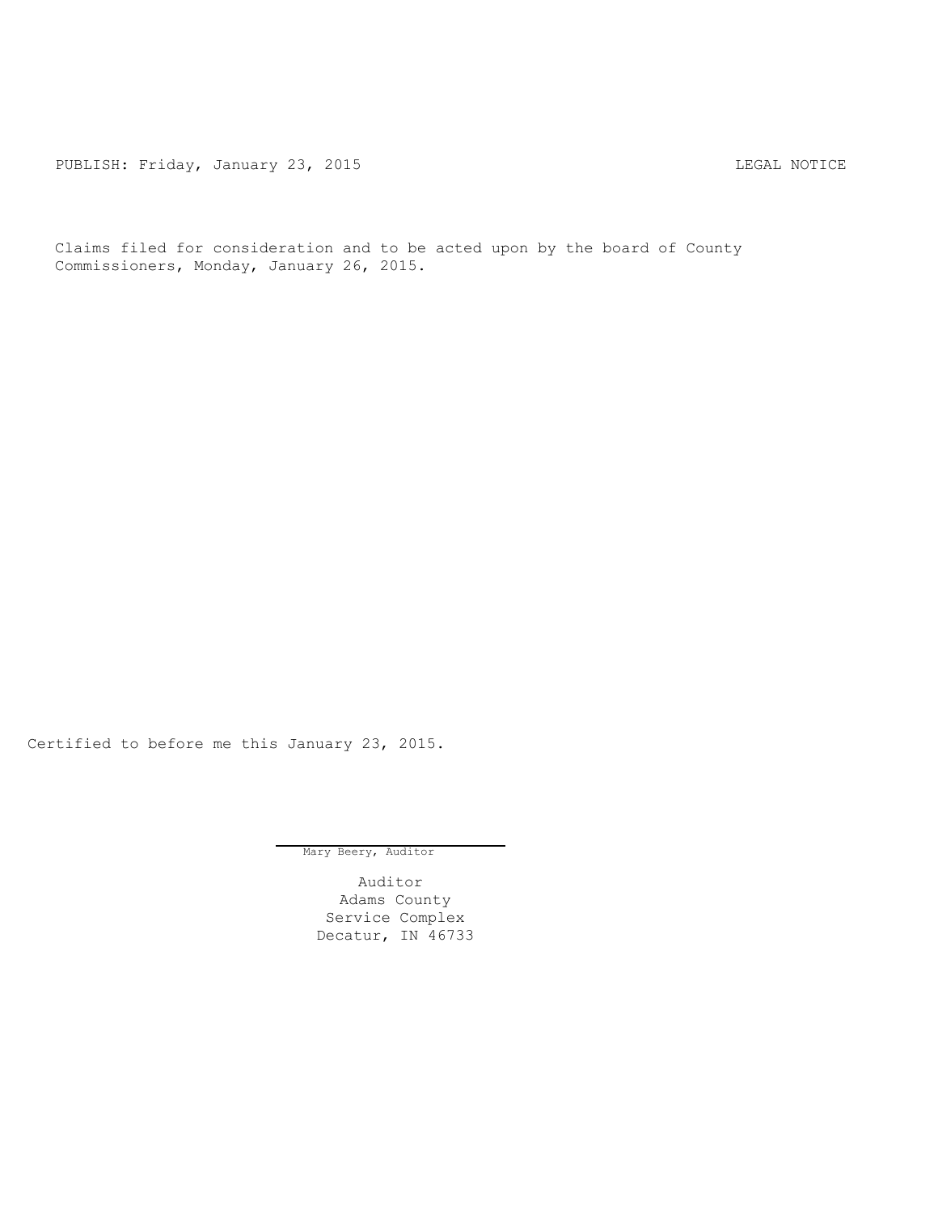PUBLISH: Friday, January 23, 2015 LEGAL NOTICE

Claims filed for consideration and to be acted upon by the board of County Commissioners, Monday, January 26, 2015.

Certified to before me this January 23, 2015.

Mary Beery, Auditor

Auditor
Adams County
Service Complex
Decatur, IN 46733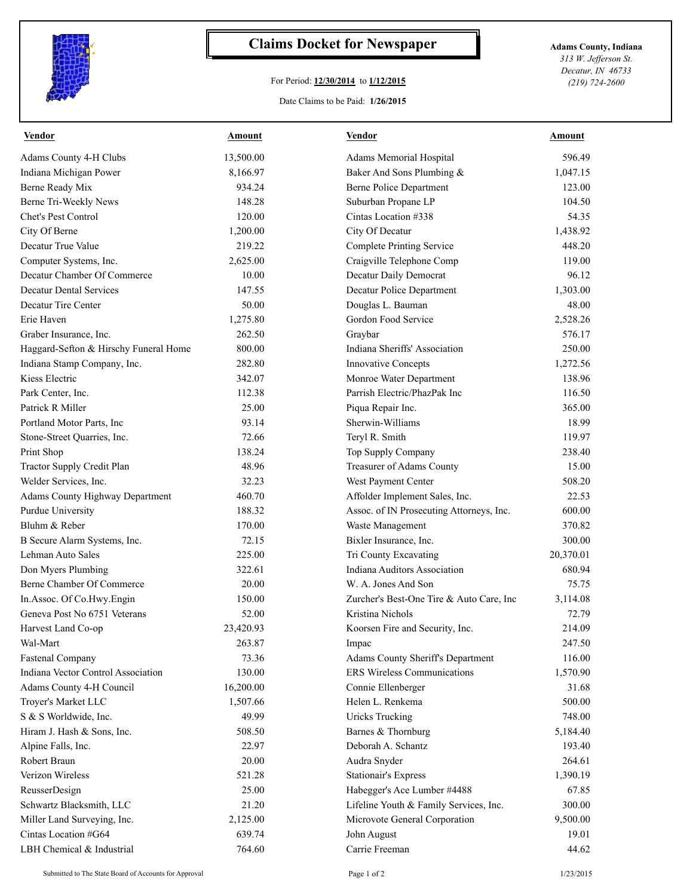# Claims Docket for Newspaper

For Period: **12/30/2014** to **1/12/2015**

Date Claims to be Paid: **1/26/2015**

**Adams County, Indiana**
*313 W. Jefferson St.*
*Decatur, IN 46733*
*(219) 724-2600*

| Vendor | Amount | Vendor | Amount |
|---|---|---|---|
| Adams County 4-H Clubs | 13,500.00 | Adams Memorial Hospital | 596.49 |
| Indiana Michigan Power | 8,166.97 | Baker And Sons Plumbing & | 1,047.15 |
| Berne Ready Mix | 934.24 | Berne Police Department | 123.00 |
| Berne Tri-Weekly News | 148.28 | Suburban Propane LP | 104.50 |
| Chet's Pest Control | 120.00 | Cintas Location #338 | 54.35 |
| City Of Berne | 1,200.00 | City Of Decatur | 1,438.92 |
| Decatur True Value | 219.22 | Complete Printing Service | 448.20 |
| Computer Systems, Inc. | 2,625.00 | Craigville Telephone Comp | 119.00 |
| Decatur Chamber Of Commerce | 10.00 | Decatur Daily Democrat | 96.12 |
| Decatur Dental Services | 147.55 | Decatur Police Department | 1,303.00 |
| Decatur Tire Center | 50.00 | Douglas L. Bauman | 48.00 |
| Erie Haven | 1,275.80 | Gordon Food Service | 2,528.26 |
| Graber Insurance, Inc. | 262.50 | Graybar | 576.17 |
| Haggard-Sefton & Hirschy Funeral Home | 800.00 | Indiana Sheriffs' Association | 250.00 |
| Indiana Stamp Company, Inc. | 282.80 | Innovative Concepts | 1,272.56 |
| Kiess Electric | 342.07 | Monroe Water Department | 138.96 |
| Park Center, Inc. | 112.38 | Parrish Electric/PhazPak Inc | 116.50 |
| Patrick R Miller | 25.00 | Piqua Repair Inc. | 365.00 |
| Portland Motor Parts, Inc | 93.14 | Sherwin-Williams | 18.99 |
| Stone-Street Quarries, Inc. | 72.66 | Teryl R. Smith | 119.97 |
| Print Shop | 138.24 | Top Supply Company | 238.40 |
| Tractor Supply Credit Plan | 48.96 | Treasurer of Adams County | 15.00 |
| Welder Services, Inc. | 32.23 | West Payment Center | 508.20 |
| Adams County Highway Department | 460.70 | Affolder Implement Sales, Inc. | 22.53 |
| Purdue University | 188.32 | Assoc. of IN Prosecuting Attorneys, Inc. | 600.00 |
| Bluhm & Reber | 170.00 | Waste Management | 370.82 |
| B Secure Alarm Systems, Inc. | 72.15 | Bixler Insurance, Inc. | 300.00 |
| Lehman Auto Sales | 225.00 | Tri County Excavating | 20,370.01 |
| Don Myers Plumbing | 322.61 | Indiana Auditors Association | 680.94 |
| Berne Chamber Of Commerce | 20.00 | W. A. Jones And Son | 75.75 |
| In.Assoc. Of Co.Hwy.Engin | 150.00 | Zurcher's Best-One Tire & Auto Care, Inc | 3,114.08 |
| Geneva Post No 6751 Veterans | 52.00 | Kristina Nichols | 72.79 |
| Harvest Land Co-op | 23,420.93 | Koorsen Fire and Security, Inc. | 214.09 |
| Wal-Mart | 263.87 | Impac | 247.50 |
| Fastenal Company | 73.36 | Adams County Sheriff's Department | 116.00 |
| Indiana Vector Control Association | 130.00 | ERS Wireless Communications | 1,570.90 |
| Adams County 4-H Council | 16,200.00 | Connie Ellenberger | 31.68 |
| Troyer's Market LLC | 1,507.66 | Helen L. Renkema | 500.00 |
| S & S Worldwide, Inc. | 49.99 | Uricks Trucking | 748.00 |
| Hiram J. Hash & Sons, Inc. | 508.50 | Barnes & Thornburg | 5,184.40 |
| Alpine Falls, Inc. | 22.97 | Deborah A. Schantz | 193.40 |
| Robert Braun | 20.00 | Audra Snyder | 264.61 |
| Verizon Wireless | 521.28 | Stationair's Express | 1,390.19 |
| ReusserDesign | 25.00 | Habegger's Ace Lumber #4488 | 67.85 |
| Schwartz Blacksmith, LLC | 21.20 | Lifeline Youth & Family Services, Inc. | 300.00 |
| Miller Land Surveying, Inc. | 2,125.00 | Microvote General Corporation | 9,500.00 |
| Cintas Location #G64 | 639.74 | John August | 19.01 |
| LBH Chemical & Industrial | 764.60 | Carrie Freeman | 44.62 |

Submitted to The State Board of Accounts for Approval

1/23/2015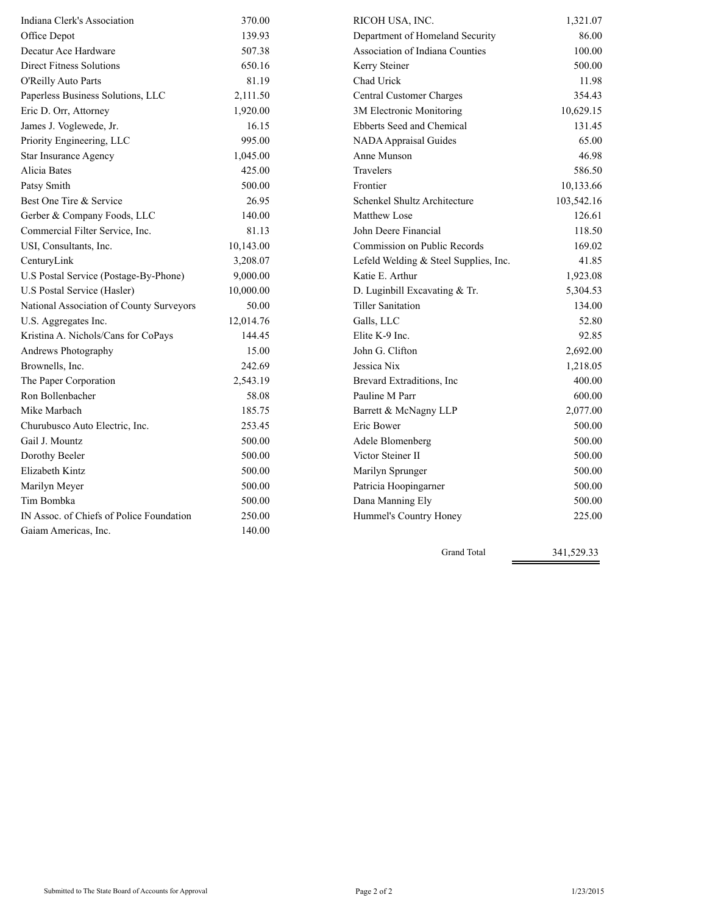| | |
|---|---|
| Indiana Clerk's Association | 370.00 |
| Office Depot | 139.93 |
| Decatur Ace Hardware | 507.38 |
| Direct Fitness Solutions | 650.16 |
| O'Reilly Auto Parts | 81.19 |
| Paperless Business Solutions, LLC | 2,111.50 |
| Eric D. Orr, Attorney | 1,920.00 |
| James J. Voglewede, Jr. | 16.15 |
| Priority Engineering, LLC | 995.00 |
| Star Insurance Agency | 1,045.00 |
| Alicia Bates | 425.00 |
| Patsy Smith | 500.00 |
| Best One Tire & Service | 26.95 |
| Gerber & Company Foods, LLC | 140.00 |
| Commercial Filter Service, Inc. | 81.13 |
| USI, Consultants, Inc. | 10,143.00 |
| CenturyLink | 3,208.07 |
| U.S Postal Service (Postage-By-Phone) | 9,000.00 |
| U.S Postal Service (Hasler) | 10,000.00 |
| National Association of County Surveyors | 50.00 |
| U.S. Aggregates Inc. | 12,014.76 |
| Kristina A. Nichols/Cans for CoPays | 144.45 |
| Andrews Photography | 15.00 |
| Brownells, Inc. | 242.69 |
| The Paper Corporation | 2,543.19 |
| Ron Bollenbacher | 58.08 |
| Mike Marbach | 185.75 |
| Churubusco Auto Electric, Inc. | 253.45 |
| Gail J. Mountz | 500.00 |
| Dorothy Beeler | 500.00 |
| Elizabeth Kintz | 500.00 |
| Marilyn Meyer | 500.00 |
| Tim Bombka | 500.00 |
| IN Assoc. of Chiefs of Police Foundation | 250.00 |
| Gaiam Americas, Inc. | 140.00 |
| RICOH USA, INC. | 1,321.07 |
| Department of Homeland Security | 86.00 |
| Association of Indiana Counties | 100.00 |
| Kerry Steiner | 500.00 |
| Chad Urick | 11.98 |
| Central Customer Charges | 354.43 |
| 3M Electronic Monitoring | 10,629.15 |
| Ebberts Seed and Chemical | 131.45 |
| NADA Appraisal Guides | 65.00 |
| Anne Munson | 46.98 |
| Travelers | 586.50 |
| Frontier | 10,133.66 |
| Schenkel Shultz Architecture | 103,542.16 |
| Matthew Lose | 126.61 |
| John Deere Financial | 118.50 |
| Commission on Public Records | 169.02 |
| Lefeld Welding & Steel Supplies, Inc. | 41.85 |
| Katie E. Arthur | 1,923.08 |
| D. Luginbill Excavating & Tr. | 5,304.53 |
| Tiller Sanitation | 134.00 |
| Galls, LLC | 52.80 |
| Elite K-9 Inc. | 92.85 |
| John G. Clifton | 2,692.00 |
| Jessica Nix | 1,218.05 |
| Brevard Extraditions, Inc | 400.00 |
| Pauline M Parr | 600.00 |
| Barrett & McNagny LLP | 2,077.00 |
| Eric Bower | 500.00 |
| Adele Blomenberg | 500.00 |
| Victor Steiner II | 500.00 |
| Marilyn Sprunger | 500.00 |
| Patricia Hoopingarner | 500.00 |
| Dana Manning Ely | 500.00 |
| Hummel's Country Honey | 225.00 |
| **Grand Total** | **341,529.33** |

Submitted to The State Board of Accounts for Approval 1/23/2015